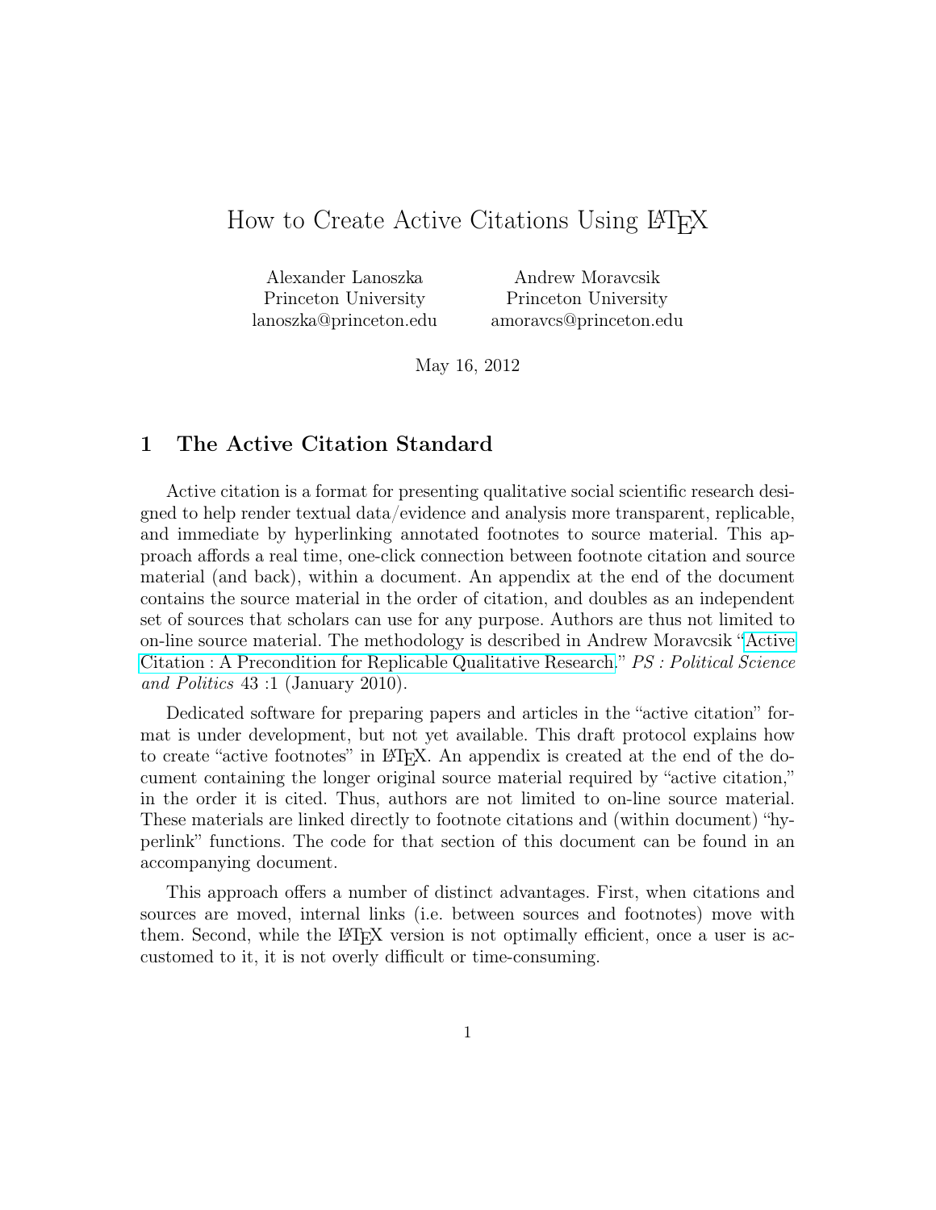# How to Create Active Citations Using LaTeX

Alexander Lanoszka
Princeton University
lanoszka@princeton.edu

Andrew Moravcsik
Princeton University
amoravcs@princeton.edu

May 16, 2012

## 1 The Active Citation Standard

Active citation is a format for presenting qualitative social scientific research designed to help render textual data/evidence and analysis more transparent, replicable, and immediate by hyperlinking annotated footnotes to source material. This approach affords a real time, one-click connection between footnote citation and source material (and back), within a document. An appendix at the end of the document contains the source material in the order of citation, and doubles as an independent set of sources that scholars can use for any purpose. Authors are thus not limited to on-line source material. The methodology is described in Andrew Moravcsik "Active Citation : A Precondition for Replicable Qualitative Research," *PS : Political Science and Politics* 43 :1 (January 2010).

Dedicated software for preparing papers and articles in the "active citation" format is under development, but not yet available. This draft protocol explains how to create "active footnotes" in LaTeX. An appendix is created at the end of the document containing the longer original source material required by "active citation," in the order it is cited. Thus, authors are not limited to on-line source material. These materials are linked directly to footnote citations and (within document) "hyperlink" functions. The code for that section of this document can be found in an accompanying document.

This approach offers a number of distinct advantages. First, when citations and sources are moved, internal links (i.e. between sources and footnotes) move with them. Second, while the LaTeX version is not optimally efficient, once a user is accustomed to it, it is not overly difficult or time-consuming.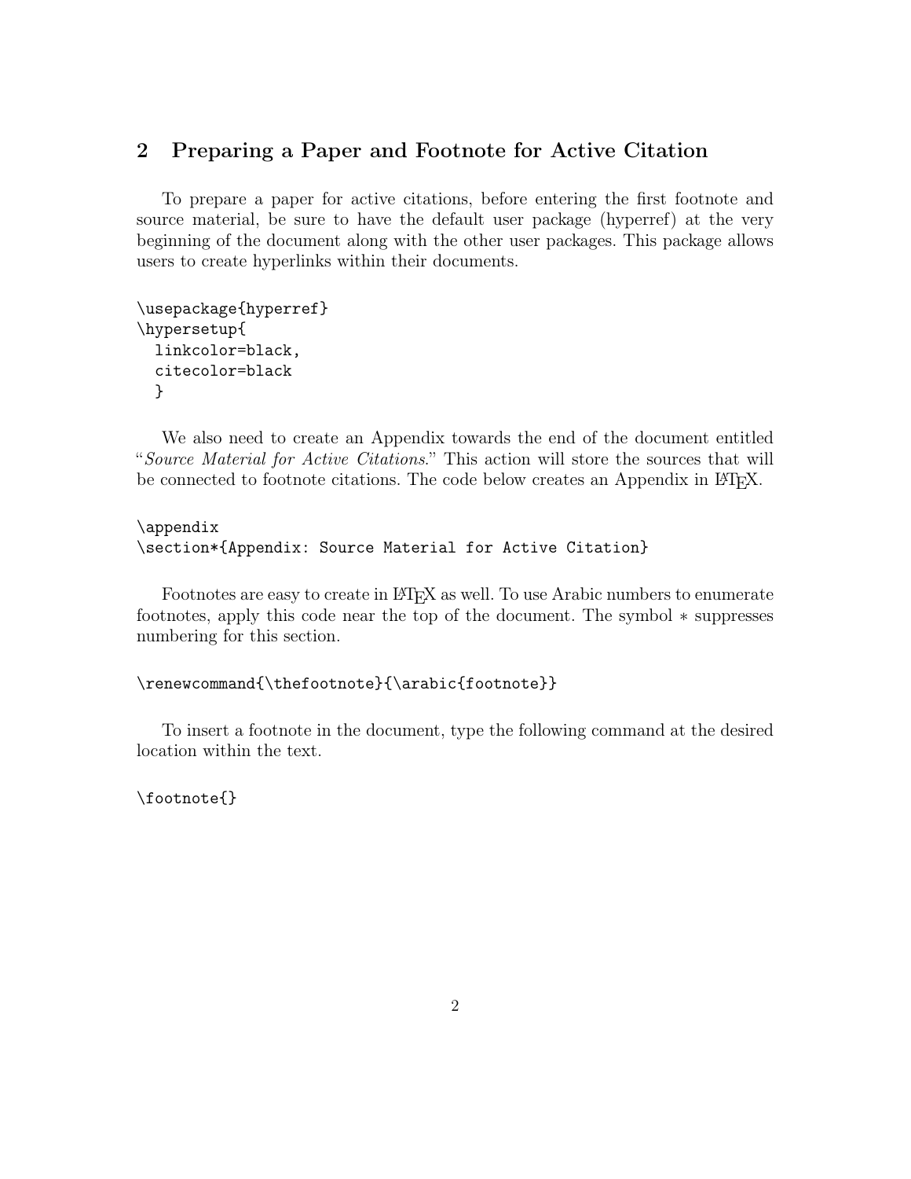## 2 Preparing a Paper and Footnote for Active Citation

To prepare a paper for active citations, before entering the first footnote and source material, be sure to have the default user package (hyperref) at the very beginning of the document along with the other user packages. This package allows users to create hyperlinks within their documents.

```
\usepackage{hyperref}
\hypersetup{
  linkcolor=black,
  citecolor=black
  }
```

We also need to create an Appendix towards the end of the document entitled "*Source Material for Active Citations*." This action will store the sources that will be connected to footnote citations. The code below creates an Appendix in LaTeX.

```
\appendix
\section*{Appendix: Source Material for Active Citation}
```

Footnotes are easy to create in LaTeX as well. To use Arabic numbers to enumerate footnotes, apply this code near the top of the document. The symbol $*$ suppresses numbering for this section.

```
\renewcommand{\thefootnote}{\arabic{footnote}}
```

To insert a footnote in the document, type the following command at the desired location within the text.

```
\footnote{}
```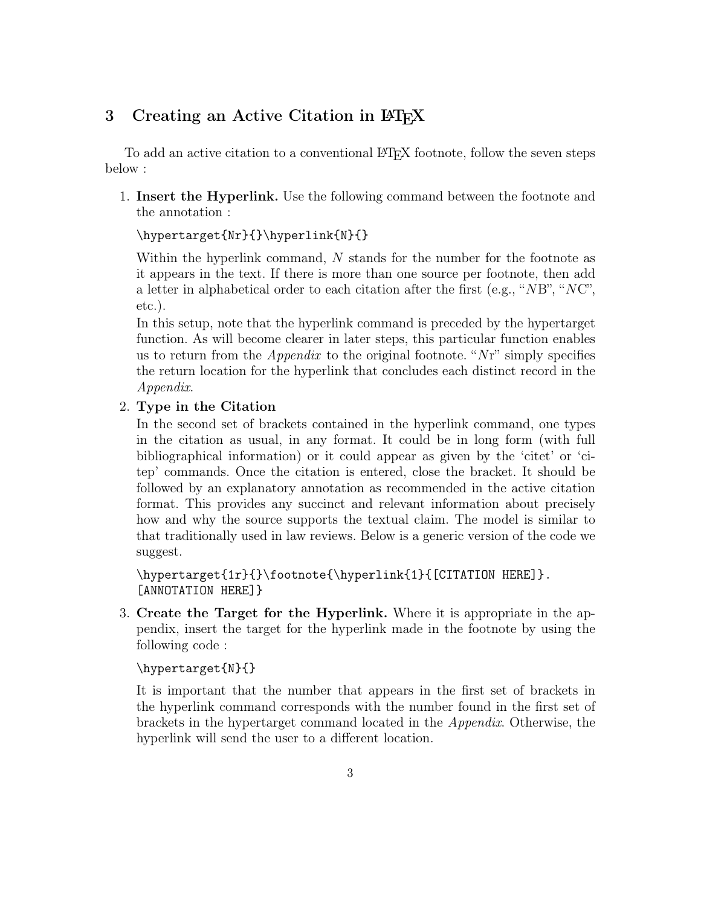## 3 Creating an Active Citation in LaTeX

To add an active citation to a conventional LaTeX footnote, follow the seven steps below :

1. **Insert the Hyperlink.** Use the following command between the footnote and the annotation :

   ```
   \hypertarget{Nr}{}\hyperlink{N}{}
   ```

   Within the hyperlink command, *N* stands for the number for the footnote as it appears in the text. If there is more than one source per footnote, then add a letter in alphabetical order to each citation after the first (e.g., "*N*B", "*N*C", etc.).

   In this setup, note that the hyperlink command is preceded by the hypertarget function. As will become clearer in later steps, this particular function enables us to return from the *Appendix* to the original footnote. "*N*r" simply specifies the return location for the hyperlink that concludes each distinct record in the *Appendix*.

2. **Type in the Citation**

   In the second set of brackets contained in the hyperlink command, one types in the citation as usual, in any format. It could be in long form (with full bibliographical information) or it could appear as given by the 'citet' or 'citep' commands. Once the citation is entered, close the bracket. It should be followed by an explanatory annotation as recommended in the active citation format. This provides any succinct and relevant information about precisely how and why the source supports the textual claim. The model is similar to that traditionally used in law reviews. Below is a generic version of the code we suggest.

   ```
   \hypertarget{1r}{}\footnote{\hyperlink{1}{[CITATION HERE]}.
   [ANNOTATION HERE]}
   ```

3. **Create the Target for the Hyperlink.** Where it is appropriate in the appendix, insert the target for the hyperlink made in the footnote by using the following code :

   ```
   \hypertarget{N}{}
   ```

   It is important that the number that appears in the first set of brackets in the hyperlink command corresponds with the number found in the first set of brackets in the hypertarget command located in the *Appendix*. Otherwise, the hyperlink will send the user to a different location.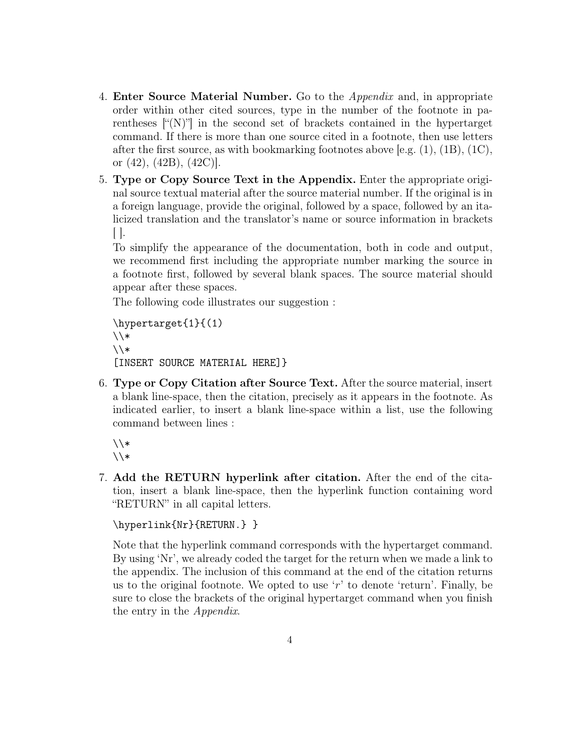4. **Enter Source Material Number.** Go to the *Appendix* and, in appropriate order within other cited sources, type in the number of the footnote in parentheses ["(N)"] in the second set of brackets contained in the hypertarget command. If there is more than one source cited in a footnote, then use letters after the first source, as with bookmarking footnotes above [e.g. (1), (1B), (1C), or (42), (42B), (42C)].

5. **Type or Copy Source Text in the Appendix.** Enter the appropriate original source textual material after the source material number. If the original is in a foreign language, provide the original, followed by a space, followed by an italicized translation and the translator's name or source information in brackets [ ].

   To simplify the appearance of the documentation, both in code and output, we recommend first including the appropriate number marking the source in a footnote first, followed by several blank spaces. The source material should appear after these spaces.

   The following code illustrates our suggestion :

   ```
   \hypertarget{1}{(1)
   \\*
   \\*
   [INSERT SOURCE MATERIAL HERE]}
   ```

6. **Type or Copy Citation after Source Text.** After the source material, insert a blank line-space, then the citation, precisely as it appears in the footnote. As indicated earlier, to insert a blank line-space within a list, use the following command between lines :

   ```
   \\*
   \\*
   ```

7. **Add the RETURN hyperlink after citation.** After the end of the citation, insert a blank line-space, then the hyperlink function containing word "RETURN" in all capital letters.

   ```
   \hyperlink{Nr}{RETURN.} }
   ```

   Note that the hyperlink command corresponds with the hypertarget command. By using 'Nr', we already coded the target for the return when we made a link to the appendix. The inclusion of this command at the end of the citation returns us to the original footnote. We opted to use '*r*' to denote 'return'. Finally, be sure to close the brackets of the original hypertarget command when you finish the entry in the *Appendix*.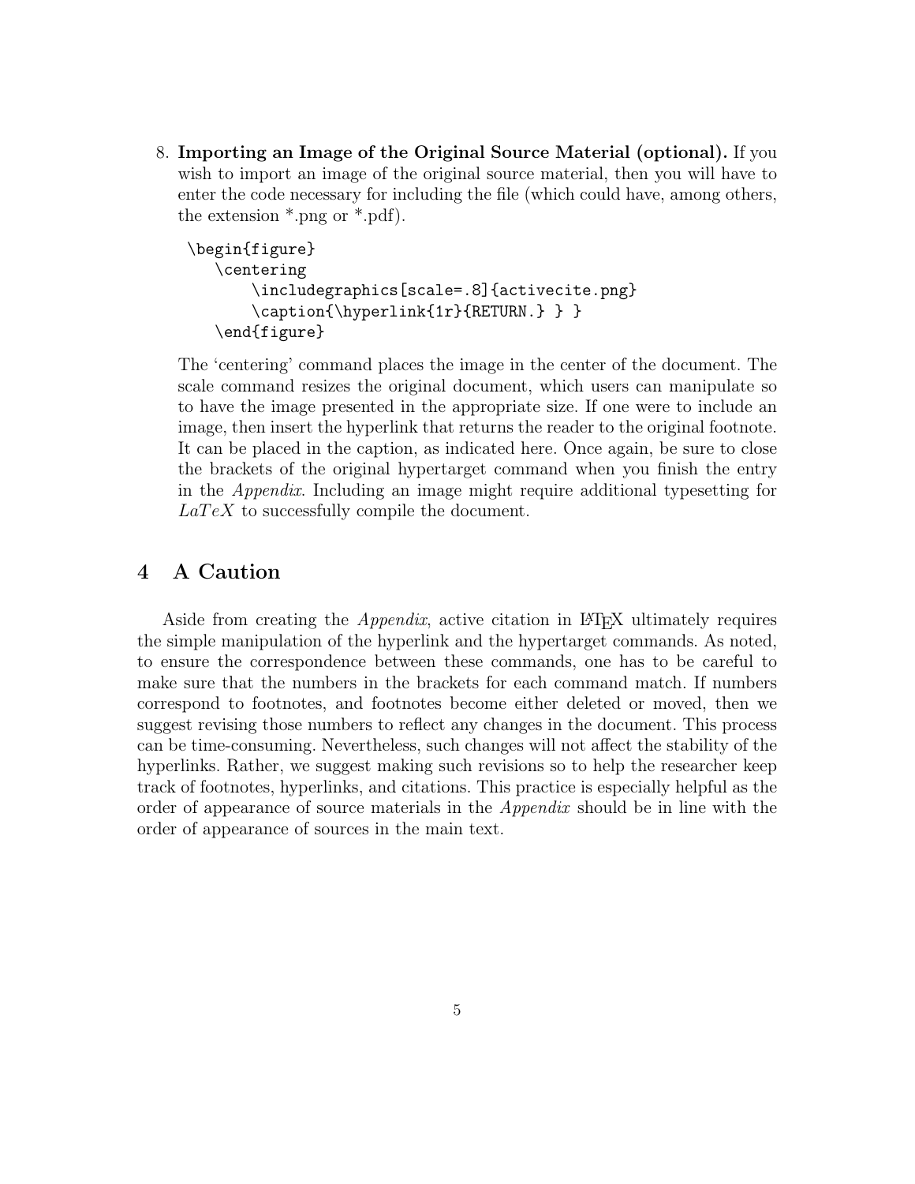8. **Importing an Image of the Original Source Material (optional).** If you wish to import an image of the original source material, then you will have to enter the code necessary for including the file (which could have, among others, the extension *.png or *.pdf).

```
\begin{figure}
    \centering
        \includegraphics[scale=.8]{activecite.png}
        \caption{\hyperlink{1r}{RETURN.} } }
    \end{figure}
```

The 'centering' command places the image in the center of the document. The scale command resizes the original document, which users can manipulate so to have the image presented in the appropriate size. If one were to include an image, then insert the hyperlink that returns the reader to the original footnote. It can be placed in the caption, as indicated here. Once again, be sure to close the brackets of the original hypertarget command when you finish the entry in the *Appendix*. Including an image might require additional typesetting for $LaTeX$ to successfully compile the document.

## 4 A Caution

Aside from creating the *Appendix*, active citation in LaTeX ultimately requires the simple manipulation of the hyperlink and the hypertarget commands. As noted, to ensure the correspondence between these commands, one has to be careful to make sure that the numbers in the brackets for each command match. If numbers correspond to footnotes, and footnotes become either deleted or moved, then we suggest revising those numbers to reflect any changes in the document. This process can be time-consuming. Nevertheless, such changes will not affect the stability of the hyperlinks. Rather, we suggest making such revisions so to help the researcher keep track of footnotes, hyperlinks, and citations. This practice is especially helpful as the order of appearance of source materials in the *Appendix* should be in line with the order of appearance of sources in the main text.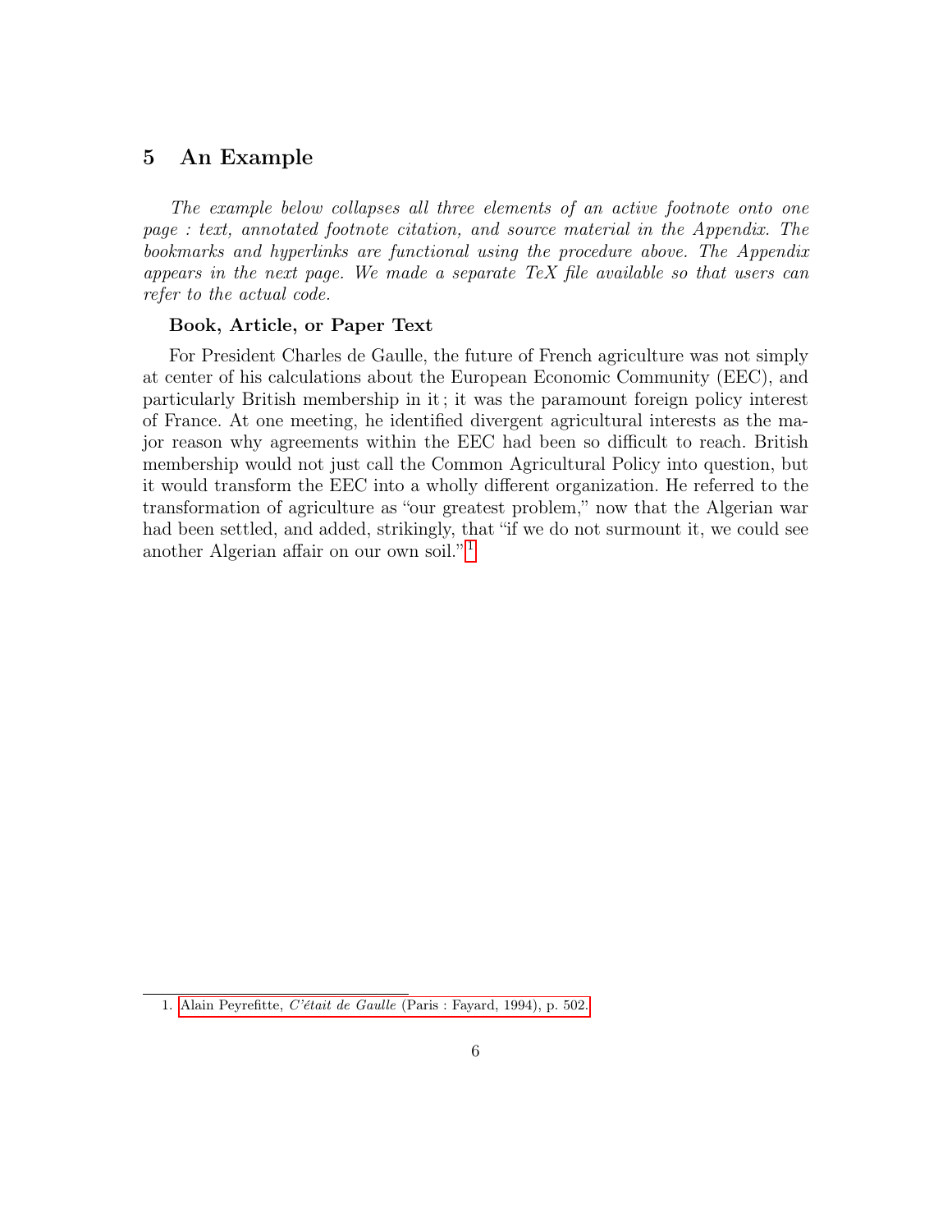## 5 An Example

*The example below collapses all three elements of an active footnote onto one page : text, annotated footnote citation, and source material in the Appendix. The bookmarks and hyperlinks are functional using the procedure above. The Appendix appears in the next page. We made a separate TeX file available so that users can refer to the actual code.*

**Book, Article, or Paper Text**

For President Charles de Gaulle, the future of French agriculture was not simply at center of his calculations about the European Economic Community (EEC), and particularly British membership in it ; it was the paramount foreign policy interest of France. At one meeting, he identified divergent agricultural interests as the major reason why agreements within the EEC had been so difficult to reach. British membership would not just call the Common Agricultural Policy into question, but it would transform the EEC into a wholly different organization. He referred to the transformation of agriculture as "our greatest problem," now that the Algerian war had been settled, and added, strikingly, that "if we do not surmount it, we could see another Algerian affair on our own soil."[1]

---

1. Alain Peyrefitte, *C'était de Gaulle* (Paris : Fayard, 1994), p. 502.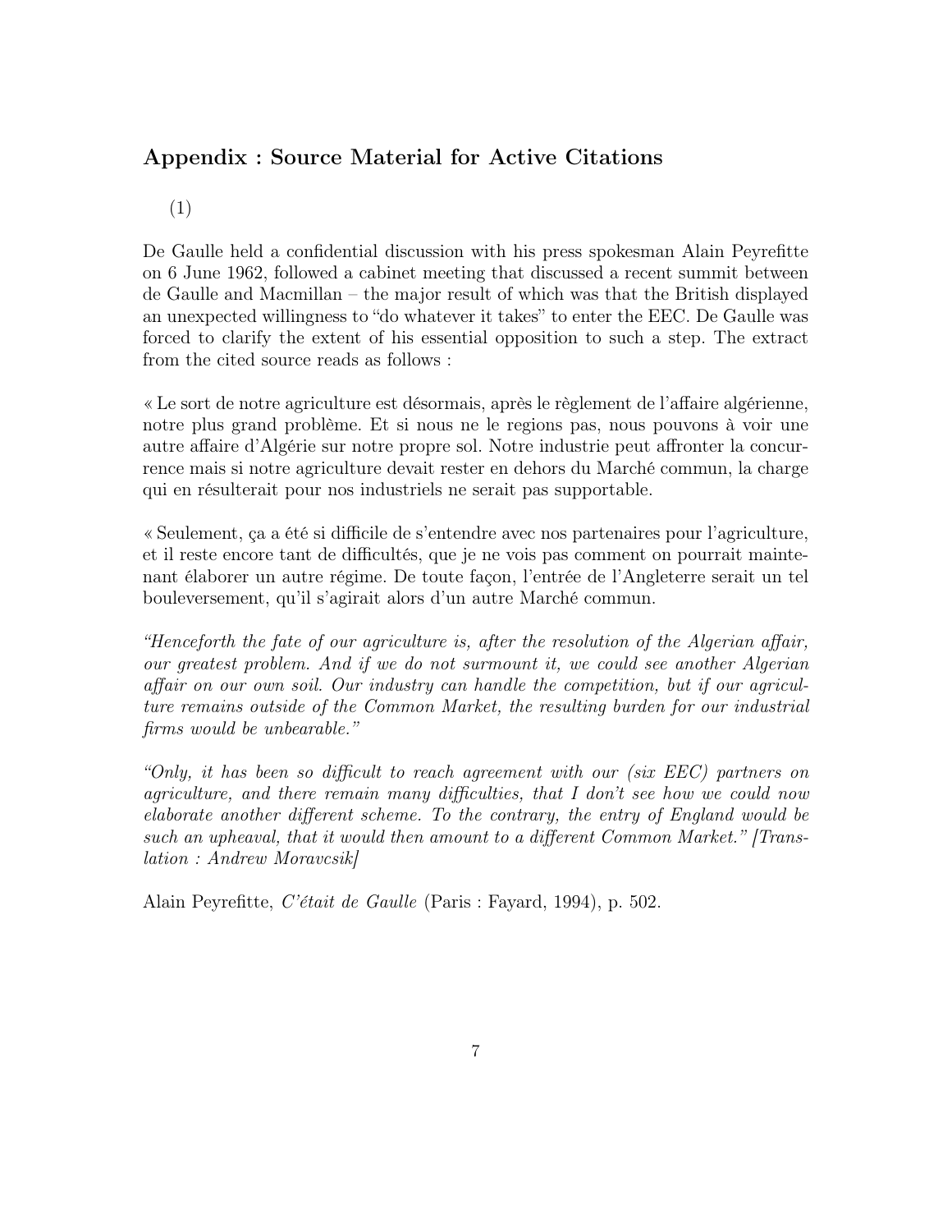## Appendix : Source Material for Active Citations

(1)

De Gaulle held a confidential discussion with his press spokesman Alain Peyrefitte on 6 June 1962, followed a cabinet meeting that discussed a recent summit between de Gaulle and Macmillan – the major result of which was that the British displayed an unexpected willingness to "do whatever it takes" to enter the EEC. De Gaulle was forced to clarify the extent of his essential opposition to such a step. The extract from the cited source reads as follows :

« Le sort de notre agriculture est désormais, après le règlement de l'affaire algérienne, notre plus grand problème. Et si nous ne le regions pas, nous pouvons à voir une autre affaire d'Algérie sur notre propre sol. Notre industrie peut affronter la concurrence mais si notre agriculture devait rester en dehors du Marché commun, la charge qui en résulterait pour nos industriels ne serait pas supportable.

« Seulement, ça a été si difficile de s'entendre avec nos partenaires pour l'agriculture, et il reste encore tant de difficultés, que je ne vois pas comment on pourrait maintenant élaborer un autre régime. De toute façon, l'entrée de l'Angleterre serait un tel bouleversement, qu'il s'agirait alors d'un autre Marché commun.

*"Henceforth the fate of our agriculture is, after the resolution of the Algerian affair, our greatest problem. And if we do not surmount it, we could see another Algerian affair on our own soil. Our industry can handle the competition, but if our agriculture remains outside of the Common Market, the resulting burden for our industrial firms would be unbearable."*

*"Only, it has been so difficult to reach agreement with our (six EEC) partners on agriculture, and there remain many difficulties, that I don't see how we could now elaborate another different scheme. To the contrary, the entry of England would be such an upheaval, that it would then amount to a different Common Market." [Translation : Andrew Moravcsik]*

Alain Peyrefitte, *C'était de Gaulle* (Paris : Fayard, 1994), p. 502.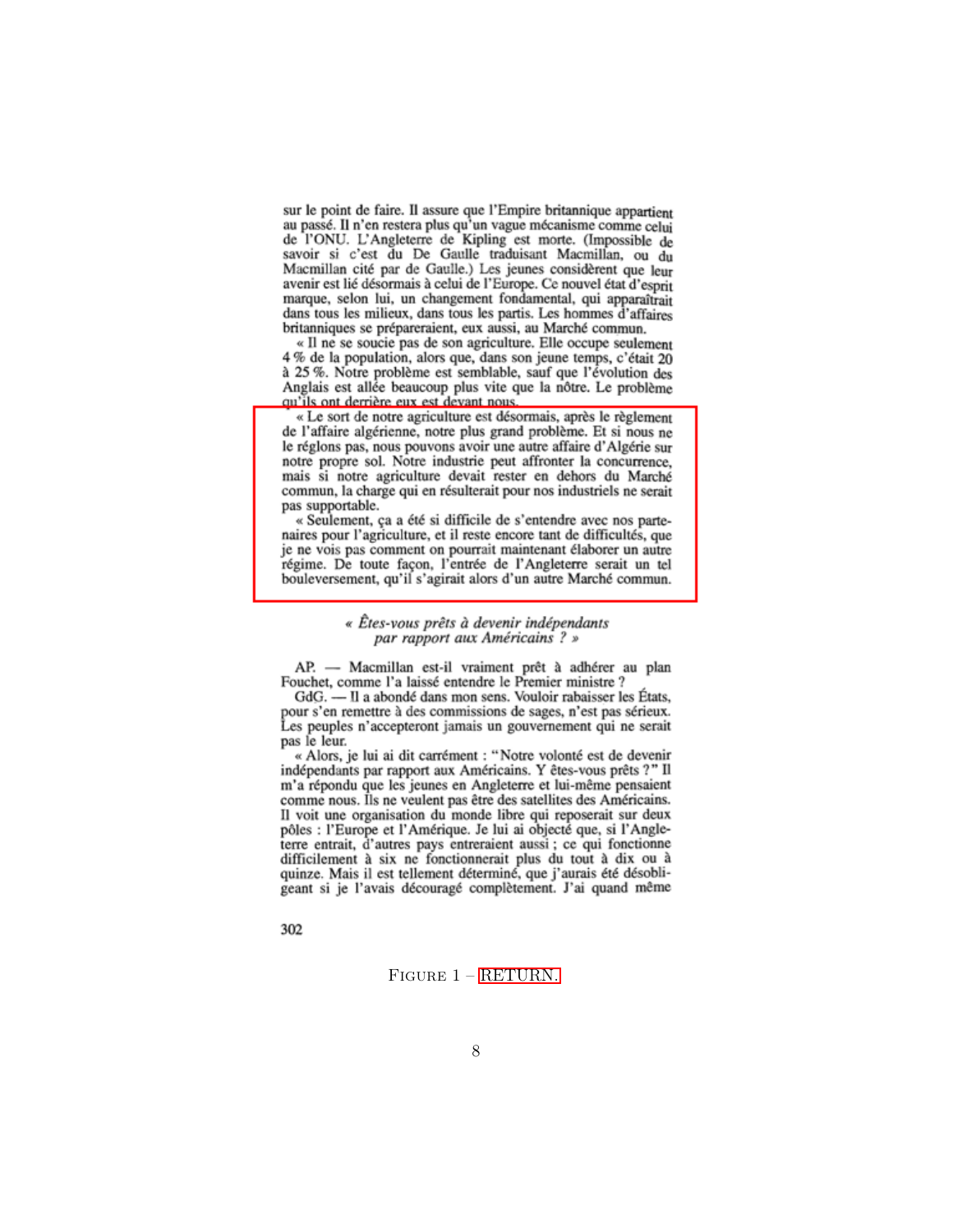sur le point de faire. Il assure que l'Empire britannique appartient au passé. Il n'en restera plus qu'un vague mécanisme comme celui de l'ONU. L'Angleterre de Kipling est morte. (Impossible de savoir si c'est du De Gaulle traduisant Macmillan, ou du Macmillan cité par de Gaulle.) Les jeunes considèrent que leur avenir est lié désormais à celui de l'Europe. Ce nouvel état d'esprit marque, selon lui, un changement fondamental, qui apparaîtrait dans tous les milieux, dans tous les partis. Les hommes d'affaires britanniques se prépareraient, eux aussi, au Marché commun.

« Il ne se soucie pas de son agriculture. Elle occupe seulement 4 % de la population, alors que, dans son jeune temps, c'était 20 à 25 %. Notre problème est semblable, sauf que l'évolution des Anglais est allée beaucoup plus vite que la nôtre. Le problème qu'ils ont derrière eux est devant nous.

« Le sort de notre agriculture est désormais, après le règlement de l'affaire algérienne, notre plus grand problème. Et si nous ne le réglons pas, nous pouvons avoir une autre affaire d'Algérie sur notre propre sol. Notre industrie peut affronter la concurrence, mais si notre agriculture devait rester en dehors du Marché commun, la charge qui en résulterait pour nos industriels ne serait pas supportable.

« Seulement, ça a été si difficile de s'entendre avec nos partenaires pour l'agriculture, et il reste encore tant de difficultés, que je ne vois pas comment on pourrait maintenant élaborer un autre régime. De toute façon, l'entrée de l'Angleterre serait un tel bouleversement, qu'il s'agirait alors d'un autre Marché commun.

*« Êtes-vous prêts à devenir indépendants par rapport aux Américains ? »*

AP. — Macmillan est-il vraiment prêt à adhérer au plan Fouchet, comme l'a laissé entendre le Premier ministre ?

GdG. — Il a abondé dans mon sens. Vouloir rabaisser les États, pour s'en remettre à des commissions de sages, n'est pas sérieux. Les peuples n'accepteront jamais un gouvernement qui ne serait pas le leur.

« Alors, je lui ai dit carrément : "Notre volonté est de devenir indépendants par rapport aux Américains. Y êtes-vous prêts ?" Il m'a répondu que les jeunes en Angleterre et lui-même pensaient comme nous. Ils ne veulent pas être des satellites des Américains. Il voit une organisation du monde libre qui reposerait sur deux pôles : l'Europe et l'Amérique. Je lui ai objecté que, si l'Angleterre entrait, d'autres pays entreraient aussi ; ce qui fonctionne difficilement à six ne fonctionnerait plus du tout à dix ou à quinze. Mais il est tellement déterminé, que j'aurais été désobligeant si je l'avais découragé complètement. J'ai quand même

302

Figure 1 – RETURN.